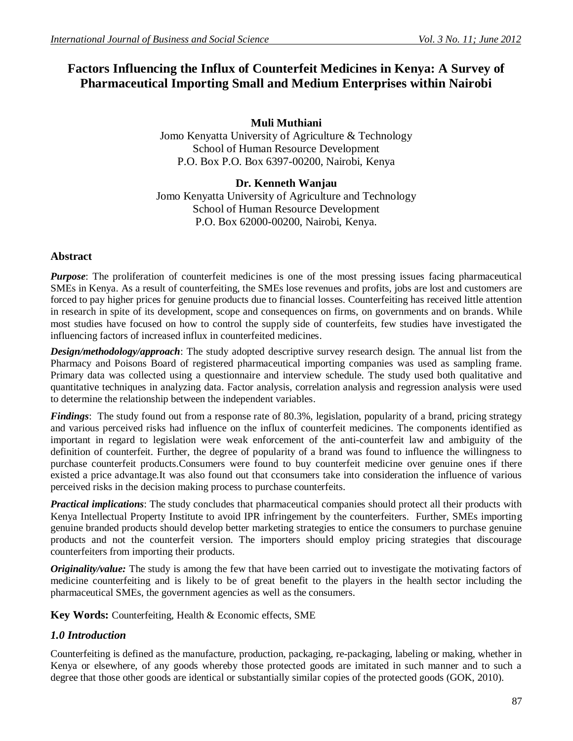# Factors Influencing the Influx of Counterfeit Medicines in Kenya: A Survey of Pharmaceutical Importing Small and Medium Enterprises within Nairobi

**Muli Muthiani**
Jomo Kenyatta University of Agriculture & Technology
School of Human Resource Development
P.O. Box P.O. Box 6397-00200, Nairobi, Kenya

**Dr. Kenneth Wanjau**
Jomo Kenyatta University of Agriculture and Technology
School of Human Resource Development
P.O. Box 62000-00200, Nairobi, Kenya.

## Abstract

***Purpose***: The proliferation of counterfeit medicines is one of the most pressing issues facing pharmaceutical SMEs in Kenya. As a result of counterfeiting, the SMEs lose revenues and profits, jobs are lost and customers are forced to pay higher prices for genuine products due to financial losses. Counterfeiting has received little attention in research in spite of its development, scope and consequences on firms, on governments and on brands. While most studies have focused on how to control the supply side of counterfeits, few studies have investigated the influencing factors of increased influx in counterfeited medicines.

***Design/methodology/approach***: The study adopted descriptive survey research design. The annual list from the Pharmacy and Poisons Board of registered pharmaceutical importing companies was used as sampling frame. Primary data was collected using a questionnaire and interview schedule. The study used both qualitative and quantitative techniques in analyzing data. Factor analysis, correlation analysis and regression analysis were used to determine the relationship between the independent variables.

***Findings***: The study found out from a response rate of 80.3%, legislation, popularity of a brand, pricing strategy and various perceived risks had influence on the influx of counterfeit medicines. The components identified as important in regard to legislation were weak enforcement of the anti-counterfeit law and ambiguity of the definition of counterfeit. Further, the degree of popularity of a brand was found to influence the willingness to purchase counterfeit products.Consumers were found to buy counterfeit medicine over genuine ones if there existed a price advantage.It was also found out that cconsumers take into consideration the influence of various perceived risks in the decision making process to purchase counterfeits.

***Practical implications***: The study concludes that pharmaceutical companies should protect all their products with Kenya Intellectual Property Institute to avoid IPR infringement by the counterfeiters. Further, SMEs importing genuine branded products should develop better marketing strategies to entice the consumers to purchase genuine products and not the counterfeit version. The importers should employ pricing strategies that discourage counterfeiters from importing their products.

***Originality/value:*** The study is among the few that have been carried out to investigate the motivating factors of medicine counterfeiting and is likely to be of great benefit to the players in the health sector including the pharmaceutical SMEs, the government agencies as well as the consumers.

**Key Words:** Counterfeiting, Health & Economic effects, SME

## *1.0 Introduction*

Counterfeiting is defined as the manufacture, production, packaging, re-packaging, labeling or making, whether in Kenya or elsewhere, of any goods whereby those protected goods are imitated in such manner and to such a degree that those other goods are identical or substantially similar copies of the protected goods (GOK, 2010).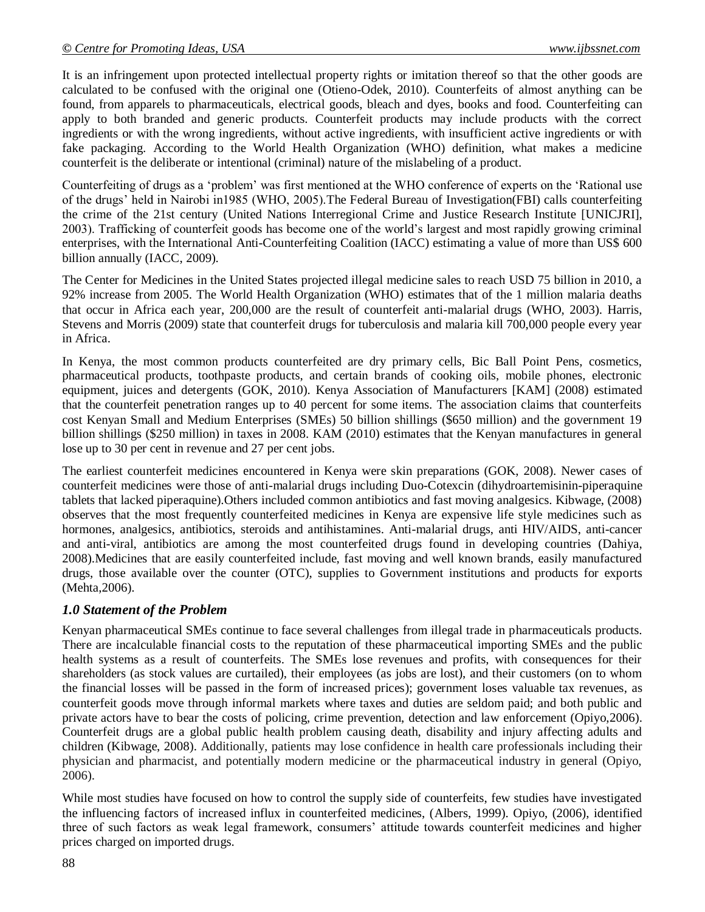It is an infringement upon protected intellectual property rights or imitation thereof so that the other goods are calculated to be confused with the original one (Otieno-Odek, 2010). Counterfeits of almost anything can be found, from apparels to pharmaceuticals, electrical goods, bleach and dyes, books and food. Counterfeiting can apply to both branded and generic products. Counterfeit products may include products with the correct ingredients or with the wrong ingredients, without active ingredients, with insufficient active ingredients or with fake packaging. According to the World Health Organization (WHO) definition, what makes a medicine counterfeit is the deliberate or intentional (criminal) nature of the mislabeling of a product.

Counterfeiting of drugs as a 'problem' was first mentioned at the WHO conference of experts on the 'Rational use of the drugs' held in Nairobi in1985 (WHO, 2005).The Federal Bureau of Investigation(FBI) calls counterfeiting the crime of the 21st century (United Nations Interregional Crime and Justice Research Institute [UNICJRI], 2003). Trafficking of counterfeit goods has become one of the world's largest and most rapidly growing criminal enterprises, with the International Anti-Counterfeiting Coalition (IACC) estimating a value of more than US$ 600 billion annually (IACC, 2009).

The Center for Medicines in the United States projected illegal medicine sales to reach USD 75 billion in 2010, a 92% increase from 2005. The World Health Organization (WHO) estimates that of the 1 million malaria deaths that occur in Africa each year, 200,000 are the result of counterfeit anti-malarial drugs (WHO, 2003). Harris, Stevens and Morris (2009) state that counterfeit drugs for tuberculosis and malaria kill 700,000 people every year in Africa.

In Kenya, the most common products counterfeited are dry primary cells, Bic Ball Point Pens, cosmetics, pharmaceutical products, toothpaste products, and certain brands of cooking oils, mobile phones, electronic equipment, juices and detergents (GOK, 2010). Kenya Association of Manufacturers [KAM] (2008) estimated that the counterfeit penetration ranges up to 40 percent for some items. The association claims that counterfeits cost Kenyan Small and Medium Enterprises (SMEs) 50 billion shillings ($650 million) and the government 19 billion shillings ($250 million) in taxes in 2008. KAM (2010) estimates that the Kenyan manufactures in general lose up to 30 per cent in revenue and 27 per cent jobs.

The earliest counterfeit medicines encountered in Kenya were skin preparations (GOK, 2008). Newer cases of counterfeit medicines were those of anti-malarial drugs including Duo-Cotexcin (dihydroartemisinin-piperaquine tablets that lacked piperaquine).Others included common antibiotics and fast moving analgesics. Kibwage, (2008) observes that the most frequently counterfeited medicines in Kenya are expensive life style medicines such as hormones, analgesics, antibiotics, steroids and antihistamines. Anti-malarial drugs, anti HIV/AIDS, anti-cancer and anti-viral, antibiotics are among the most counterfeited drugs found in developing countries (Dahiya, 2008).Medicines that are easily counterfeited include, fast moving and well known brands, easily manufactured drugs, those available over the counter (OTC), supplies to Government institutions and products for exports (Mehta,2006).

### *1.0 Statement of the Problem*

Kenyan pharmaceutical SMEs continue to face several challenges from illegal trade in pharmaceuticals products. There are incalculable financial costs to the reputation of these pharmaceutical importing SMEs and the public health systems as a result of counterfeits. The SMEs lose revenues and profits, with consequences for their shareholders (as stock values are curtailed), their employees (as jobs are lost), and their customers (on to whom the financial losses will be passed in the form of increased prices); government loses valuable tax revenues, as counterfeit goods move through informal markets where taxes and duties are seldom paid; and both public and private actors have to bear the costs of policing, crime prevention, detection and law enforcement (Opiyo,2006). Counterfeit drugs are a global public health problem causing death, disability and injury affecting adults and children (Kibwage, 2008). Additionally, patients may lose confidence in health care professionals including their physician and pharmacist, and potentially modern medicine or the pharmaceutical industry in general (Opiyo, 2006).

While most studies have focused on how to control the supply side of counterfeits, few studies have investigated the influencing factors of increased influx in counterfeited medicines, (Albers, 1999). Opiyo, (2006), identified three of such factors as weak legal framework, consumers' attitude towards counterfeit medicines and higher prices charged on imported drugs.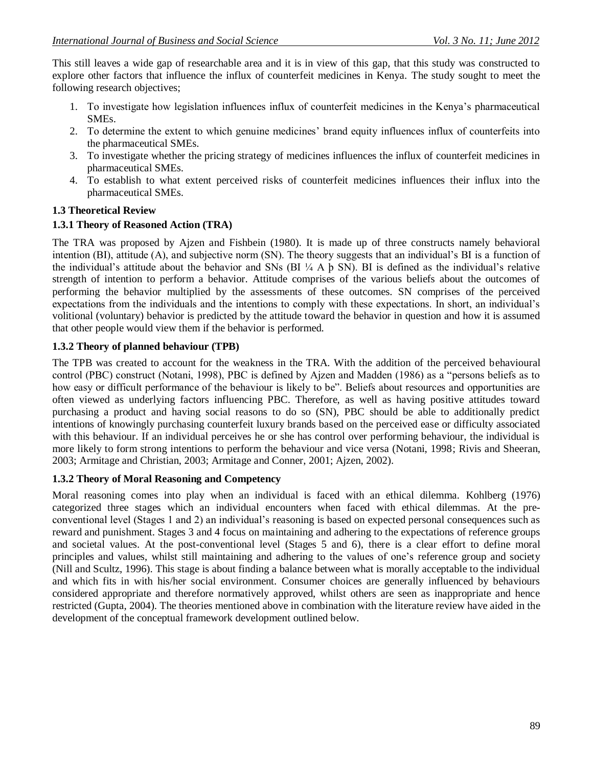This still leaves a wide gap of researchable area and it is in view of this gap, that this study was constructed to explore other factors that influence the influx of counterfeit medicines in Kenya. The study sought to meet the following research objectives;

1. To investigate how legislation influences influx of counterfeit medicines in the Kenya's pharmaceutical SMEs.
2. To determine the extent to which genuine medicines' brand equity influences influx of counterfeits into the pharmaceutical SMEs.
3. To investigate whether the pricing strategy of medicines influences the influx of counterfeit medicines in pharmaceutical SMEs.
4. To establish to what extent perceived risks of counterfeit medicines influences their influx into the pharmaceutical SMEs.

### 1.3 Theoretical Review

#### 1.3.1 Theory of Reasoned Action (TRA)

The TRA was proposed by Ajzen and Fishbein (1980). It is made up of three constructs namely behavioral intention (BI), attitude (A), and subjective norm (SN). The theory suggests that an individual's BI is a function of the individual's attitude about the behavior and SNs (BI ¼ A þ SN). BI is defined as the individual's relative strength of intention to perform a behavior. Attitude comprises of the various beliefs about the outcomes of performing the behavior multiplied by the assessments of these outcomes. SN comprises of the perceived expectations from the individuals and the intentions to comply with these expectations. In short, an individual's volitional (voluntary) behavior is predicted by the attitude toward the behavior in question and how it is assumed that other people would view them if the behavior is performed.

#### 1.3.2 Theory of planned behaviour (TPB)

The TPB was created to account for the weakness in the TRA. With the addition of the perceived behavioural control (PBC) construct (Notani, 1998), PBC is defined by Ajzen and Madden (1986) as a "persons beliefs as to how easy or difficult performance of the behaviour is likely to be". Beliefs about resources and opportunities are often viewed as underlying factors influencing PBC. Therefore, as well as having positive attitudes toward purchasing a product and having social reasons to do so (SN), PBC should be able to additionally predict intentions of knowingly purchasing counterfeit luxury brands based on the perceived ease or difficulty associated with this behaviour. If an individual perceives he or she has control over performing behaviour, the individual is more likely to form strong intentions to perform the behaviour and vice versa (Notani, 1998; Rivis and Sheeran, 2003; Armitage and Christian, 2003; Armitage and Conner, 2001; Ajzen, 2002).

#### 1.3.2 Theory of Moral Reasoning and Competency

Moral reasoning comes into play when an individual is faced with an ethical dilemma. Kohlberg (1976) categorized three stages which an individual encounters when faced with ethical dilemmas. At the pre-conventional level (Stages 1 and 2) an individual's reasoning is based on expected personal consequences such as reward and punishment. Stages 3 and 4 focus on maintaining and adhering to the expectations of reference groups and societal values. At the post-conventional level (Stages 5 and 6), there is a clear effort to define moral principles and values, whilst still maintaining and adhering to the values of one's reference group and society (Nill and Scultz, 1996). This stage is about finding a balance between what is morally acceptable to the individual and which fits in with his/her social environment. Consumer choices are generally influenced by behaviours considered appropriate and therefore normatively approved, whilst others are seen as inappropriate and hence restricted (Gupta, 2004). The theories mentioned above in combination with the literature review have aided in the development of the conceptual framework development outlined below.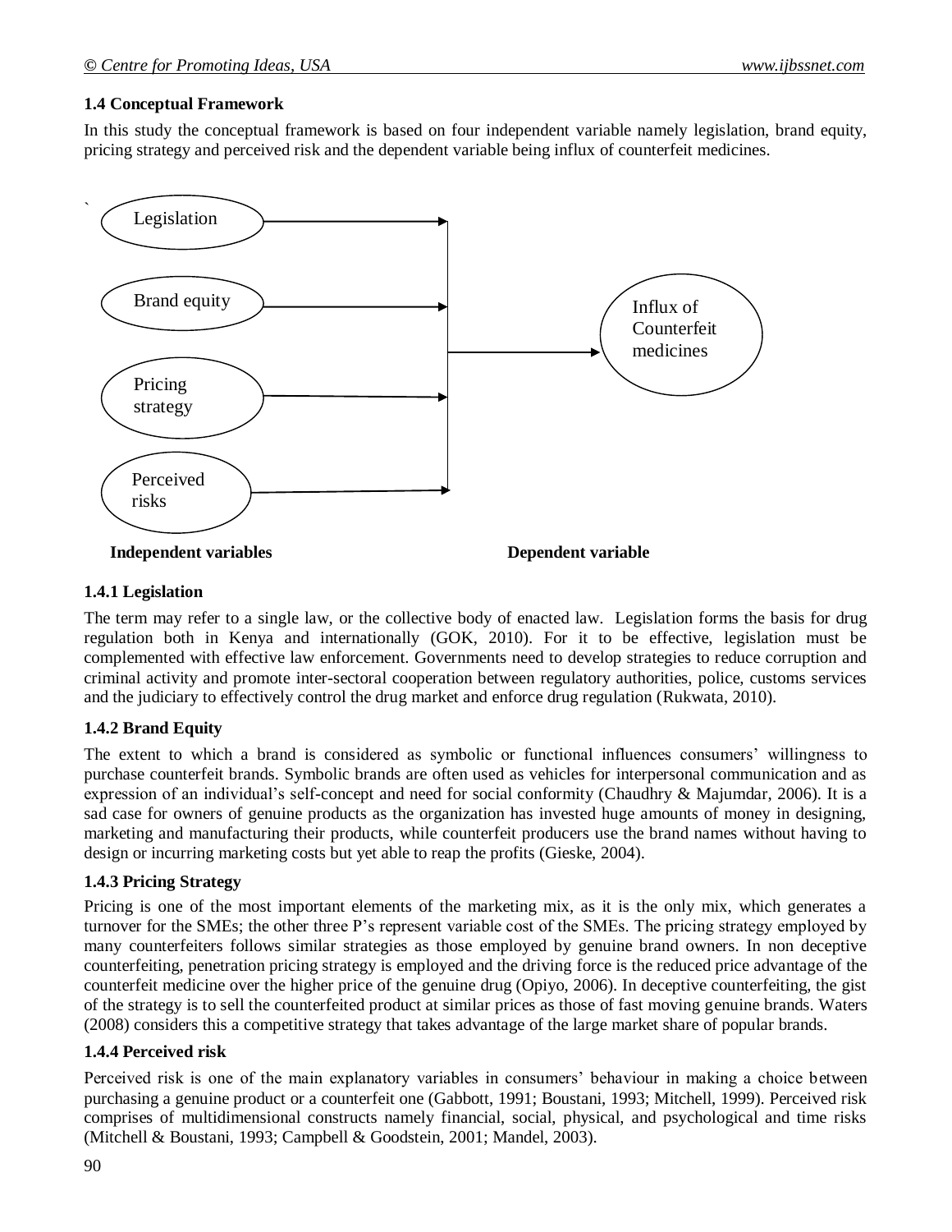### 1.4 Conceptual Framework

In this study the conceptual framework is based on four independent variable namely legislation, brand equity, pricing strategy and perceived risk and the dependent variable being influx of counterfeit medicines.

Legislation

Brand equity

Pricing strategy

Perceived risks

Influx of Counterfeit medicines

**Independent variables** **Dependent variable**

#### 1.4.1 Legislation

The term may refer to a single law, or the collective body of enacted law. Legislation forms the basis for drug regulation both in Kenya and internationally (GOK, 2010). For it to be effective, legislation must be complemented with effective law enforcement. Governments need to develop strategies to reduce corruption and criminal activity and promote inter-sectoral cooperation between regulatory authorities, police, customs services and the judiciary to effectively control the drug market and enforce drug regulation (Rukwata, 2010).

#### 1.4.2 Brand Equity

The extent to which a brand is considered as symbolic or functional influences consumers' willingness to purchase counterfeit brands. Symbolic brands are often used as vehicles for interpersonal communication and as expression of an individual's self-concept and need for social conformity (Chaudhry & Majumdar, 2006). It is a sad case for owners of genuine products as the organization has invested huge amounts of money in designing, marketing and manufacturing their products, while counterfeit producers use the brand names without having to design or incurring marketing costs but yet able to reap the profits (Gieske, 2004).

#### 1.4.3 Pricing Strategy

Pricing is one of the most important elements of the marketing mix, as it is the only mix, which generates a turnover for the SMEs; the other three P's represent variable cost of the SMEs. The pricing strategy employed by many counterfeiters follows similar strategies as those employed by genuine brand owners. In non deceptive counterfeiting, penetration pricing strategy is employed and the driving force is the reduced price advantage of the counterfeit medicine over the higher price of the genuine drug (Opiyo, 2006). In deceptive counterfeiting, the gist of the strategy is to sell the counterfeited product at similar prices as those of fast moving genuine brands. Waters (2008) considers this a competitive strategy that takes advantage of the large market share of popular brands.

#### 1.4.4 Perceived risk

Perceived risk is one of the main explanatory variables in consumers' behaviour in making a choice between purchasing a genuine product or a counterfeit one (Gabbott, 1991; Boustani, 1993; Mitchell, 1999). Perceived risk comprises of multidimensional constructs namely financial, social, physical, and psychological and time risks (Mitchell & Boustani, 1993; Campbell & Goodstein, 2001; Mandel, 2003).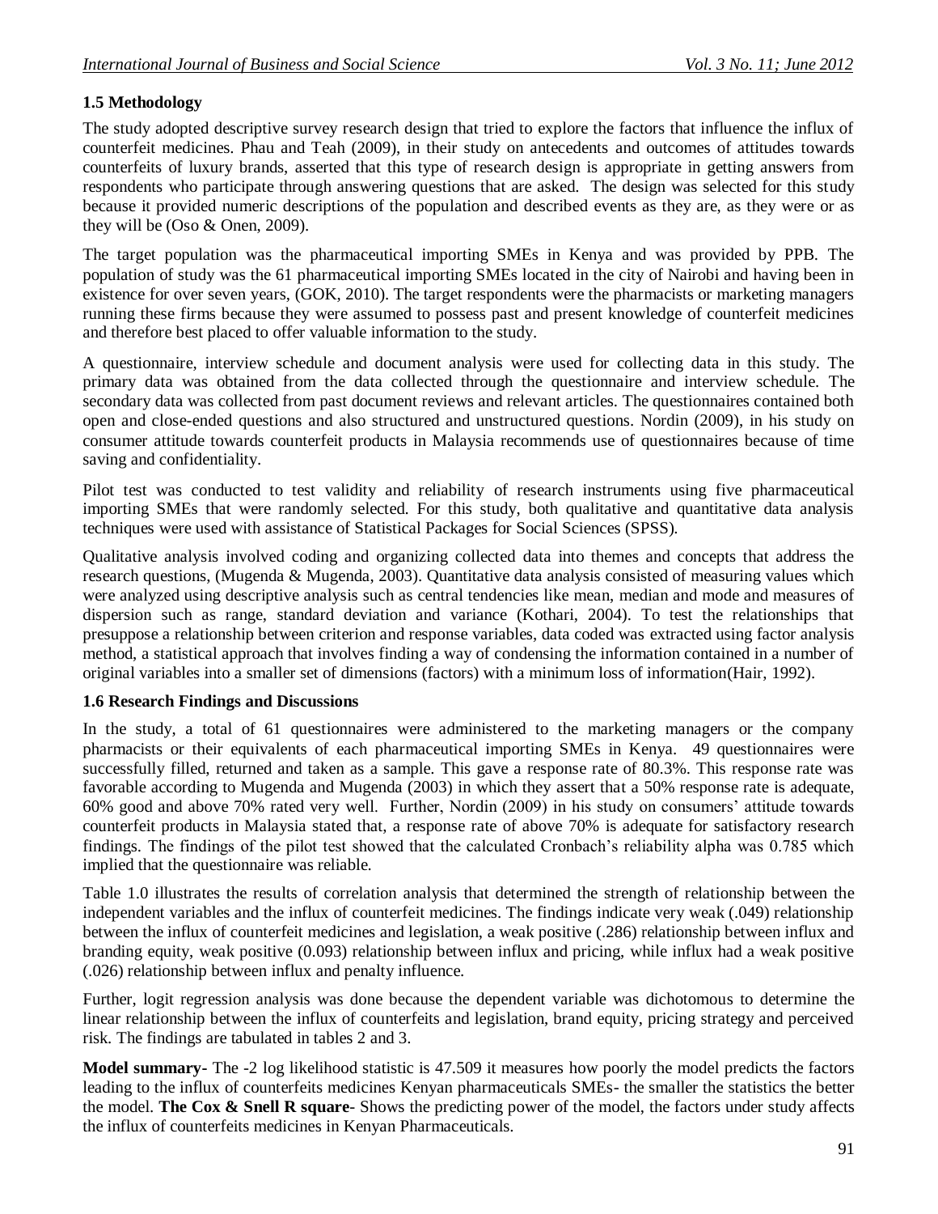## 1.5 Methodology

The study adopted descriptive survey research design that tried to explore the factors that influence the influx of counterfeit medicines. Phau and Teah (2009), in their study on antecedents and outcomes of attitudes towards counterfeits of luxury brands, asserted that this type of research design is appropriate in getting answers from respondents who participate through answering questions that are asked. The design was selected for this study because it provided numeric descriptions of the population and described events as they are, as they were or as they will be (Oso & Onen, 2009).

The target population was the pharmaceutical importing SMEs in Kenya and was provided by PPB. The population of study was the 61 pharmaceutical importing SMEs located in the city of Nairobi and having been in existence for over seven years, (GOK, 2010). The target respondents were the pharmacists or marketing managers running these firms because they were assumed to possess past and present knowledge of counterfeit medicines and therefore best placed to offer valuable information to the study.

A questionnaire, interview schedule and document analysis were used for collecting data in this study. The primary data was obtained from the data collected through the questionnaire and interview schedule. The secondary data was collected from past document reviews and relevant articles. The questionnaires contained both open and close-ended questions and also structured and unstructured questions. Nordin (2009), in his study on consumer attitude towards counterfeit products in Malaysia recommends use of questionnaires because of time saving and confidentiality.

Pilot test was conducted to test validity and reliability of research instruments using five pharmaceutical importing SMEs that were randomly selected. For this study, both qualitative and quantitative data analysis techniques were used with assistance of Statistical Packages for Social Sciences (SPSS).

Qualitative analysis involved coding and organizing collected data into themes and concepts that address the research questions, (Mugenda & Mugenda, 2003). Quantitative data analysis consisted of measuring values which were analyzed using descriptive analysis such as central tendencies like mean, median and mode and measures of dispersion such as range, standard deviation and variance (Kothari, 2004). To test the relationships that presuppose a relationship between criterion and response variables, data coded was extracted using factor analysis method, a statistical approach that involves finding a way of condensing the information contained in a number of original variables into a smaller set of dimensions (factors) with a minimum loss of information(Hair, 1992).

## 1.6 Research Findings and Discussions

In the study, a total of 61 questionnaires were administered to the marketing managers or the company pharmacists or their equivalents of each pharmaceutical importing SMEs in Kenya. 49 questionnaires were successfully filled, returned and taken as a sample. This gave a response rate of 80.3%. This response rate was favorable according to Mugenda and Mugenda (2003) in which they assert that a 50% response rate is adequate, 60% good and above 70% rated very well. Further, Nordin (2009) in his study on consumers' attitude towards counterfeit products in Malaysia stated that, a response rate of above 70% is adequate for satisfactory research findings. The findings of the pilot test showed that the calculated Cronbach's reliability alpha was 0.785 which implied that the questionnaire was reliable.

Table 1.0 illustrates the results of correlation analysis that determined the strength of relationship between the independent variables and the influx of counterfeit medicines. The findings indicate very weak (.049) relationship between the influx of counterfeit medicines and legislation, a weak positive (.286) relationship between influx and branding equity, weak positive (0.093) relationship between influx and pricing, while influx had a weak positive (.026) relationship between influx and penalty influence.

Further, logit regression analysis was done because the dependent variable was dichotomous to determine the linear relationship between the influx of counterfeits and legislation, brand equity, pricing strategy and perceived risk. The findings are tabulated in tables 2 and 3.

**Model summary**- The -2 log likelihood statistic is 47.509 it measures how poorly the model predicts the factors leading to the influx of counterfeits medicines Kenyan pharmaceuticals SMEs- the smaller the statistics the better the model. **The Cox & Snell R square**- Shows the predicting power of the model, the factors under study affects the influx of counterfeits medicines in Kenyan Pharmaceuticals.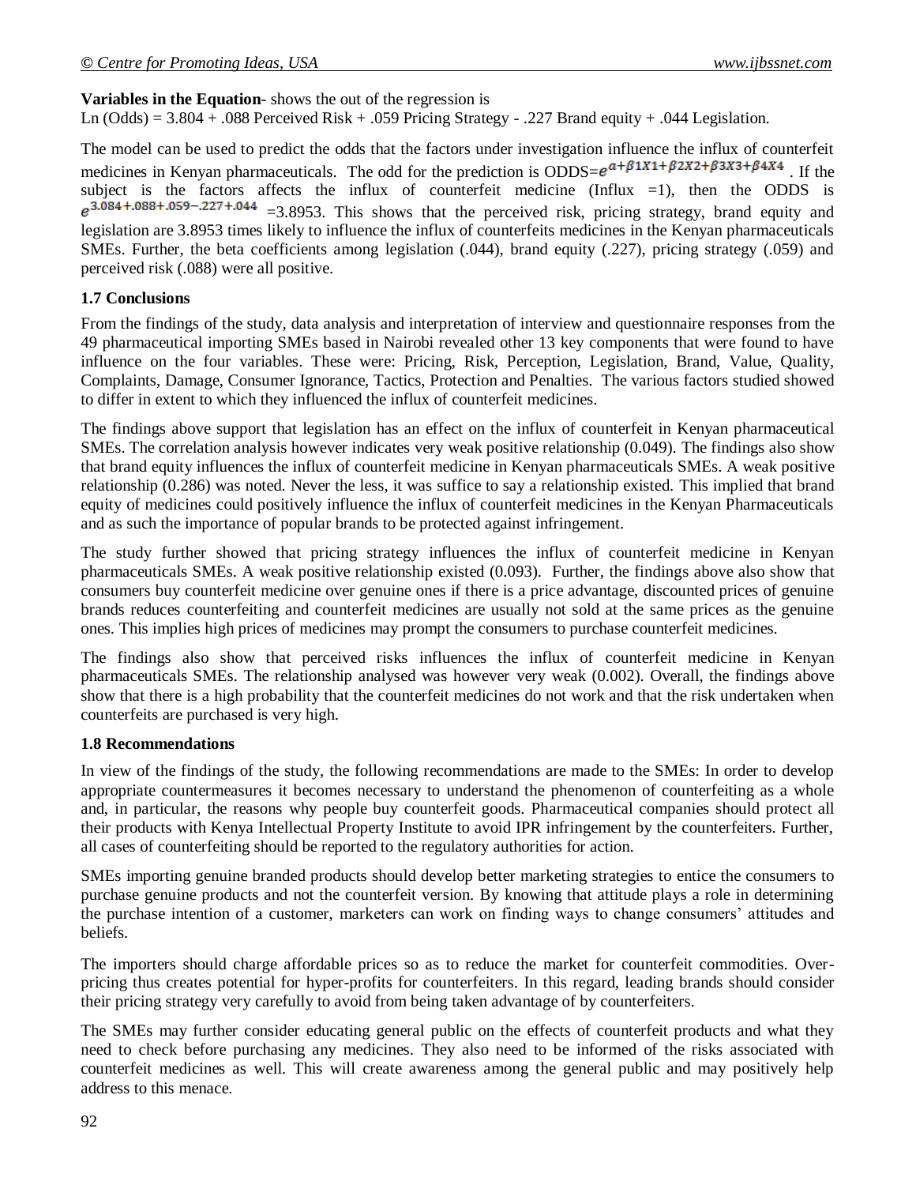**Variables in the Equation**- shows the out of the regression is
Ln (Odds) = 3.804 + .088 Perceived Risk + .059 Pricing Strategy - .227 Brand equity + .044 Legislation.

The model can be used to predict the odds that the factors under investigation influence the influx of counterfeit medicines in Kenyan pharmaceuticals. The odd for the prediction is ODDS=$e^{a+\beta 1X1+\beta 2X2+\beta 3X3+\beta 4X4}$. If the subject is the factors affects the influx of counterfeit medicine (Influx =1), then the ODDS is $e^{3.084+.088+.059-.227+.044}$ =3.8953. This shows that the perceived risk, pricing strategy, brand equity and legislation are 3.8953 times likely to influence the influx of counterfeits medicines in the Kenyan pharmaceuticals SMEs. Further, the beta coefficients among legislation (.044), brand equity (.227), pricing strategy (.059) and perceived risk (.088) were all positive.

### 1.7 Conclusions

From the findings of the study, data analysis and interpretation of interview and questionnaire responses from the 49 pharmaceutical importing SMEs based in Nairobi revealed other 13 key components that were found to have influence on the four variables. These were: Pricing, Risk, Perception, Legislation, Brand, Value, Quality, Complaints, Damage, Consumer Ignorance, Tactics, Protection and Penalties. The various factors studied showed to differ in extent to which they influenced the influx of counterfeit medicines.

The findings above support that legislation has an effect on the influx of counterfeit in Kenyan pharmaceutical SMEs. The correlation analysis however indicates very weak positive relationship (0.049). The findings also show that brand equity influences the influx of counterfeit medicine in Kenyan pharmaceuticals SMEs. A weak positive relationship (0.286) was noted. Never the less, it was suffice to say a relationship existed. This implied that brand equity of medicines could positively influence the influx of counterfeit medicines in the Kenyan Pharmaceuticals and as such the importance of popular brands to be protected against infringement.

The study further showed that pricing strategy influences the influx of counterfeit medicine in Kenyan pharmaceuticals SMEs. A weak positive relationship existed (0.093). Further, the findings above also show that consumers buy counterfeit medicine over genuine ones if there is a price advantage, discounted prices of genuine brands reduces counterfeiting and counterfeit medicines are usually not sold at the same prices as the genuine ones. This implies high prices of medicines may prompt the consumers to purchase counterfeit medicines.

The findings also show that perceived risks influences the influx of counterfeit medicine in Kenyan pharmaceuticals SMEs. The relationship analysed was however very weak (0.002). Overall, the findings above show that there is a high probability that the counterfeit medicines do not work and that the risk undertaken when counterfeits are purchased is very high.

### 1.8 Recommendations

In view of the findings of the study, the following recommendations are made to the SMEs: In order to develop appropriate countermeasures it becomes necessary to understand the phenomenon of counterfeiting as a whole and, in particular, the reasons why people buy counterfeit goods. Pharmaceutical companies should protect all their products with Kenya Intellectual Property Institute to avoid IPR infringement by the counterfeiters. Further, all cases of counterfeiting should be reported to the regulatory authorities for action.

SMEs importing genuine branded products should develop better marketing strategies to entice the consumers to purchase genuine products and not the counterfeit version. By knowing that attitude plays a role in determining the purchase intention of a customer, marketers can work on finding ways to change consumers' attitudes and beliefs.

The importers should charge affordable prices so as to reduce the market for counterfeit commodities. Over-pricing thus creates potential for hyper-profits for counterfeiters. In this regard, leading brands should consider their pricing strategy very carefully to avoid from being taken advantage of by counterfeiters.

The SMEs may further consider educating general public on the effects of counterfeit products and what they need to check before purchasing any medicines. They also need to be informed of the risks associated with counterfeit medicines as well. This will create awareness among the general public and may positively help address to this menace.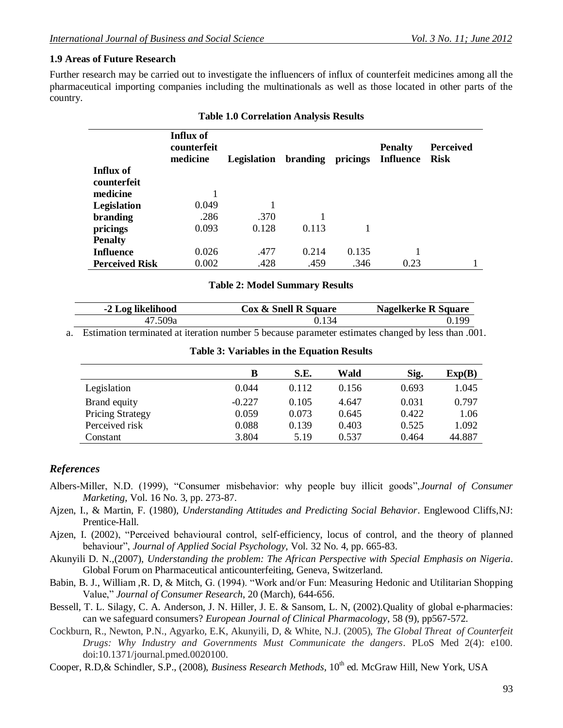### 1.9 Areas of Future Research

Further research may be carried out to investigate the influencers of influx of counterfeit medicines among all the pharmaceutical importing companies including the multinationals as well as those located in other parts of the country.

**Table 1.0 Correlation Analysis Results**

| | Influx of counterfeit medicine | Legislation | branding | pricings | Penalty Influence | Perceived Risk |
|---|---|---|---|---|---|---|
| **Influx of counterfeit medicine** | 1 | | | | | |
| **Legislation** | 0.049 | 1 | | | | |
| **branding** | .286 | .370 | 1 | | | |
| **pricings** | 0.093 | 0.128 | 0.113 | 1 | | |
| **Penalty Influence** | 0.026 | .477 | 0.214 | 0.135 | 1 | |
| **Perceived Risk** | 0.002 | .428 | .459 | .346 | 0.23 | 1 |

**Table 2: Model Summary Results**

| -2 Log likelihood | Cox & Snell R Square | Nagelkerke R Square |
|---|---|---|
| 47.509a | 0.134 | 0.199 |

a. Estimation terminated at iteration number 5 because parameter estimates changed by less than .001.

**Table 3: Variables in the Equation Results**

| | B | S.E. | Wald | Sig. | Exp(B) |
|---|---|---|---|---|---|
| Legislation | 0.044 | 0.112 | 0.156 | 0.693 | 1.045 |
| Brand equity | -0.227 | 0.105 | 4.647 | 0.031 | 0.797 |
| Pricing Strategy | 0.059 | 0.073 | 0.645 | 0.422 | 1.06 |
| Perceived risk | 0.088 | 0.139 | 0.403 | 0.525 | 1.092 |
| Constant | 3.804 | 5.19 | 0.537 | 0.464 | 44.887 |

## *References*

Albers-Miller, N.D. (1999), "Consumer misbehavior: why people buy illicit goods",*Journal of Consumer Marketing*, Vol. 16 No. 3, pp. 273-87.

Ajzen, I., & Martin, F. (1980), *Understanding Attitudes and Predicting Social Behavior*. Englewood Cliffs,NJ: Prentice-Hall.

Ajzen, I. (2002), "Perceived behavioural control, self-efficiency, locus of control, and the theory of planned behaviour", *Journal of Applied Social Psychology*, Vol. 32 No. 4, pp. 665-83.

Akunyili D. N.,(2007), *Understanding the problem: The African Perspective with Special Emphasis on Nigeria*. Global Forum on Pharmaceutical anticounterfeiting, Geneva, Switzerland.

Babin, B. J., William ,R. D, & Mitch, G. (1994). "Work and/or Fun: Measuring Hedonic and Utilitarian Shopping Value," *Journal of Consumer Research*, 20 (March), 644-656.

Bessell, T. L. Silagy, C. A. Anderson, J. N. Hiller, J. E. & Sansom, L. N, (2002).Quality of global e-pharmacies: can we safeguard consumers? *European Journal of Clinical Pharmacology*, 58 (9), pp567-572.

Cockburn, R., Newton, P.N., Agyarko, E.K, Akunyili, D, & White, N.J. (2005), *The Global Threat of Counterfeit Drugs: Why Industry and Governments Must Communicate the dangers*. PLoS Med 2(4): e100. doi:10.1371/journal.pmed.0020100.

Cooper, R.D,& Schindler, S.P., (2008), *Business Research Methods*, 10th ed. McGraw Hill, New York, USA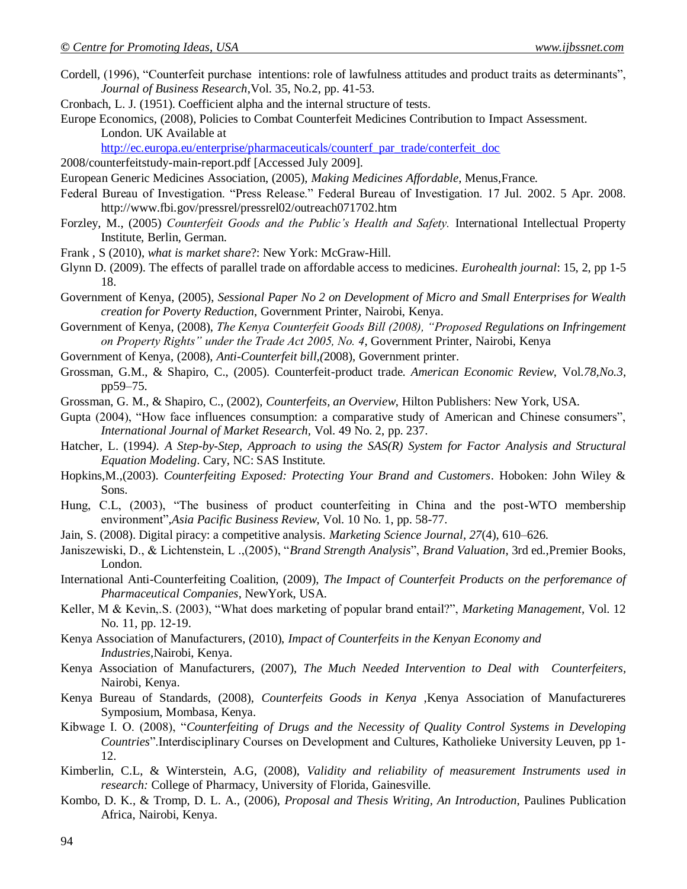Cordell, (1996), "Counterfeit purchase intentions: role of lawfulness attitudes and product traits as determinants", *Journal of Business Research*,Vol. 35, No.2, pp. 41-53.

Cronbach, L. J. (1951). Coefficient alpha and the internal structure of tests.

Europe Economics, (2008), Policies to Combat Counterfeit Medicines Contribution to Impact Assessment. London. UK Available at http://ec.europa.eu/enterprise/pharmaceuticals/counterf_par_trade/conterfeit_doc 2008/counterfeitstudy-main-report.pdf [Accessed July 2009].

European Generic Medicines Association, (2005), *Making Medicines Affordable*, Menus,France.

Federal Bureau of Investigation. "Press Release." Federal Bureau of Investigation. 17 Jul. 2002. 5 Apr. 2008. http://www.fbi.gov/pressrel/pressrel02/outreach071702.htm

Forzley, M., (2005) *Counterfeit Goods and the Public's Health and Safety.* International Intellectual Property Institute, Berlin, German.

Frank , S (2010), *what is market share*?: New York: McGraw-Hill.

Glynn D. (2009). The effects of parallel trade on affordable access to medicines. *Eurohealth journal*: 15, 2, pp 1-5 18.

Government of Kenya, (2005), *Sessional Paper No 2 on Development of Micro and Small Enterprises for Wealth creation for Poverty Reduction*, Government Printer, Nairobi, Kenya.

Government of Kenya, (2008), *The Kenya Counterfeit Goods Bill (2008), "Proposed Regulations on Infringement on Property Rights" under the Trade Act 2005, No. 4*, Government Printer, Nairobi, Kenya

Government of Kenya, (2008), *Anti-Counterfeit bill,(*2008), Government printer.

Grossman, G.M., & Shapiro, C., (2005). Counterfeit-product trade. *American Economic Review*, Vol.*78,No.3*, pp59–75.

Grossman, G. M., & Shapiro, C., (2002), *Counterfeits, an Overview*, Hilton Publishers: New York, USA.

Gupta (2004), "How face influences consumption: a comparative study of American and Chinese consumers", *International Journal of Market Research*, Vol. 49 No. 2, pp. 237.

Hatcher, L. (1994*). A Step-by-Step, Approach to using the SAS(R) System for Factor Analysis and Structural Equation Modeling*. Cary, NC: SAS Institute.

Hopkins,M.,(2003). *Counterfeiting Exposed: Protecting Your Brand and Customers*. Hoboken: John Wiley & Sons.

Hung, C.L, (2003), "The business of product counterfeiting in China and the post-WTO membership environment",*Asia Pacific Business Review*, Vol. 10 No. 1, pp. 58-77.

Jain, S. (2008). Digital piracy: a competitive analysis. *Marketing Science Journal*, *27*(4), 610–626.

Janiszewiski, D., & Lichtenstein, L .,(2005), "*Brand Strength Analysis*", *Brand Valuation*, 3rd ed.,Premier Books, London.

International Anti-Counterfeiting Coalition, (2009), *The Impact of Counterfeit Products on the perforemance of Pharmaceutical Companies*, NewYork, USA.

Keller, M & Kevin,.S. (2003), "What does marketing of popular brand entail?", *Marketing Management*, Vol. 12 No. 11, pp. 12-19.

Kenya Association of Manufacturers, (2010), *Impact of Counterfeits in the Kenyan Economy and Industries*,Nairobi, Kenya.

Kenya Association of Manufacturers, (2007), *The Much Needed Intervention to Deal with Counterfeiters*, Nairobi, Kenya.

Kenya Bureau of Standards, (2008), *Counterfeits Goods in Kenya* ,Kenya Association of Manufactureres Symposium, Mombasa, Kenya.

Kibwage I. O. (2008), "*Counterfeiting of Drugs and the Necessity of Quality Control Systems in Developing Countries*".Interdisciplinary Courses on Development and Cultures, Katholieke University Leuven, pp 1-12.

Kimberlin, C.L, & Winterstein, A.G, (2008), *Validity and reliability of measurement Instruments used in research:* College of Pharmacy, University of Florida, Gainesville.

Kombo, D. K., & Tromp, D. L. A., (2006), *Proposal and Thesis Writing, An Introduction*, Paulines Publication Africa, Nairobi, Kenya.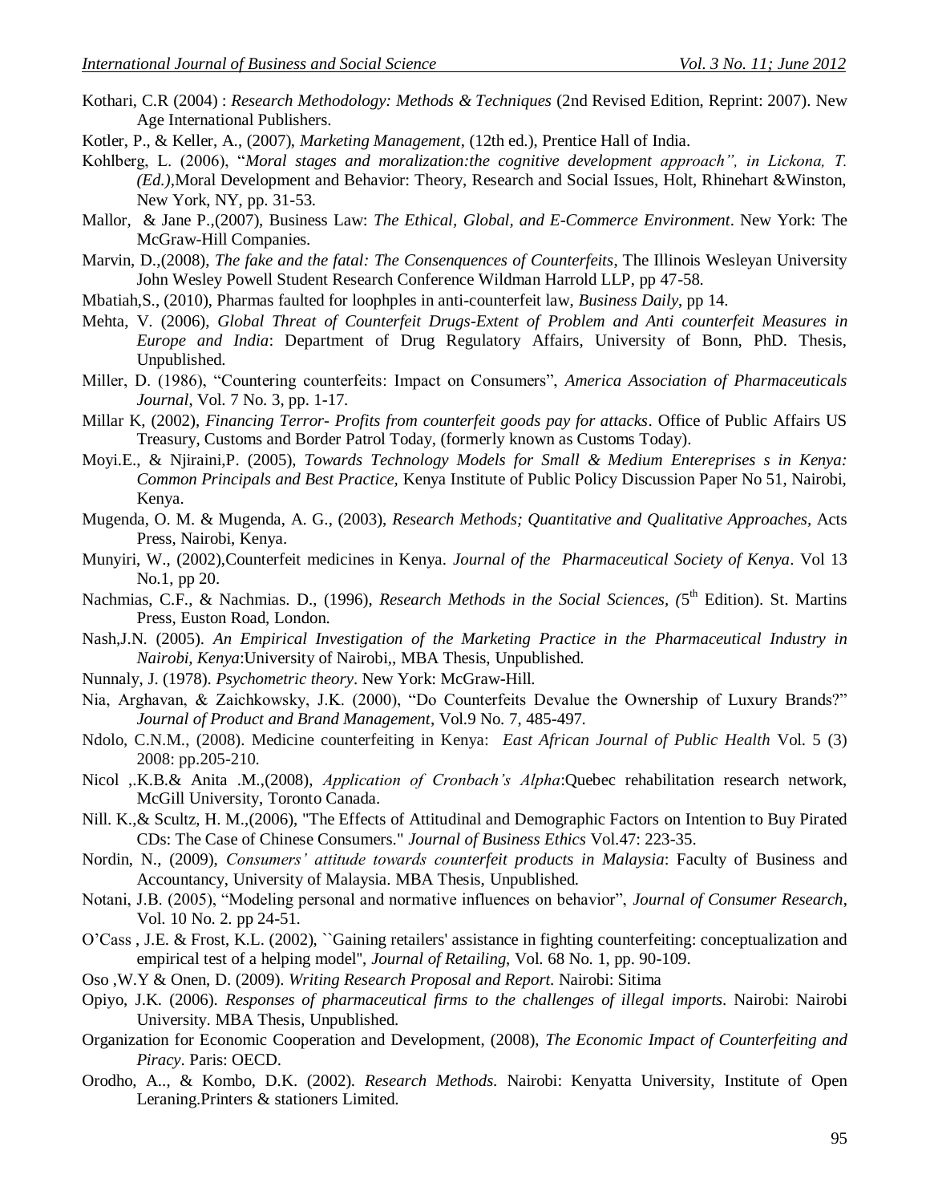Kothari, C.R (2004) : *Research Methodology: Methods & Techniques* (2nd Revised Edition, Reprint: 2007). New Age International Publishers.

Kotler, P., & Keller, A., (2007), *Marketing Management*, (12th ed.), Prentice Hall of India.

Kohlberg, L. (2006), "*Moral stages and moralization:the cognitive development approach", in Lickona, T. (Ed.)*,Moral Development and Behavior: Theory, Research and Social Issues, Holt, Rhinehart &Winston, New York, NY, pp. 31-53.

Mallor, & Jane P.,(2007), Business Law: *The Ethical, Global, and E-Commerce Environment*. New York: The McGraw-Hill Companies.

Marvin, D.,(2008), *The fake and the fatal: The Consenquences of Counterfeits*, The Illinois Wesleyan University John Wesley Powell Student Research Conference Wildman Harrold LLP, pp 47-58.

Mbatiah,S., (2010), Pharmas faulted for loophples in anti-counterfeit law, *Business Daily*, pp 14.

Mehta, V. (2006), *Global Threat of Counterfeit Drugs-Extent of Problem and Anti counterfeit Measures in Europe and India*: Department of Drug Regulatory Affairs, University of Bonn, PhD. Thesis, Unpublished.

Miller, D. (1986), "Countering counterfeits: Impact on Consumers", *America Association of Pharmaceuticals Journal*, Vol. 7 No. 3, pp. 1-17.

Millar K, (2002), *Financing Terror- Profits from counterfeit goods pay for attacks*. Office of Public Affairs US Treasury, Customs and Border Patrol Today, (formerly known as Customs Today).

Moyi.E., & Njiraini,P. (2005), *Towards Technology Models for Small & Medium Entereprises s in Kenya: Common Principals and Best Practice,* Kenya Institute of Public Policy Discussion Paper No 51, Nairobi, Kenya.

Mugenda, O. M. & Mugenda, A. G., (2003), *Research Methods; Quantitative and Qualitative Approaches*, Acts Press, Nairobi, Kenya.

Munyiri, W., (2002),Counterfeit medicines in Kenya. *Journal of the Pharmaceutical Society of Kenya*. Vol 13 No.1, pp 20.

Nachmias, C.F., & Nachmias. D., (1996), *Research Methods in the Social Sciences, (*5th Edition). St. Martins Press, Euston Road, London.

Nash,J.N. (2005). *An Empirical Investigation of the Marketing Practice in the Pharmaceutical Industry in Nairobi, Kenya*:University of Nairobi,, MBA Thesis, Unpublished.

Nunnaly, J. (1978). *Psychometric theory*. New York: McGraw-Hill.

Nia, Arghavan, & Zaichkowsky, J.K. (2000), "Do Counterfeits Devalue the Ownership of Luxury Brands?" *Journal of Product and Brand Management*, Vol.9 No. 7, 485-497.

Ndolo, C.N.M., (2008). Medicine counterfeiting in Kenya: *East African Journal of Public Health* Vol. 5 (3) 2008: pp.205-210.

Nicol ,.K.B.& Anita .M.,(2008), *Application of Cronbach's Alpha*:Quebec rehabilitation research network, McGill University, Toronto Canada.

Nill. K.,& Scultz, H. M.,(2006), "The Effects of Attitudinal and Demographic Factors on Intention to Buy Pirated CDs: The Case of Chinese Consumers." *Journal of Business Ethics* Vol.47: 223-35.

Nordin, N., (2009), *Consumers' attitude towards counterfeit products in Malaysia*: Faculty of Business and Accountancy, University of Malaysia. MBA Thesis, Unpublished.

Notani, J.B. (2005), "Modeling personal and normative influences on behavior", *Journal of Consumer Research*, Vol. 10 No. 2. pp 24-51.

O'Cass , J.E. & Frost, K.L. (2002), ``Gaining retailers' assistance in fighting counterfeiting: conceptualization and empirical test of a helping model'', *Journal of Retailing*, Vol. 68 No. 1, pp. 90-109.

Oso ,W.Y & Onen, D. (2009). *Writing Research Proposal and Report.* Nairobi: Sitima

Opiyo, J.K. (2006). *Responses of pharmaceutical firms to the challenges of illegal imports*. Nairobi: Nairobi University. MBA Thesis, Unpublished.

Organization for Economic Cooperation and Development, (2008), *The Economic Impact of Counterfeiting and Piracy*. Paris: OECD.

Orodho, A.., & Kombo, D.K. (2002). *Research Methods*. Nairobi: Kenyatta University, Institute of Open Leraning.Printers & stationers Limited.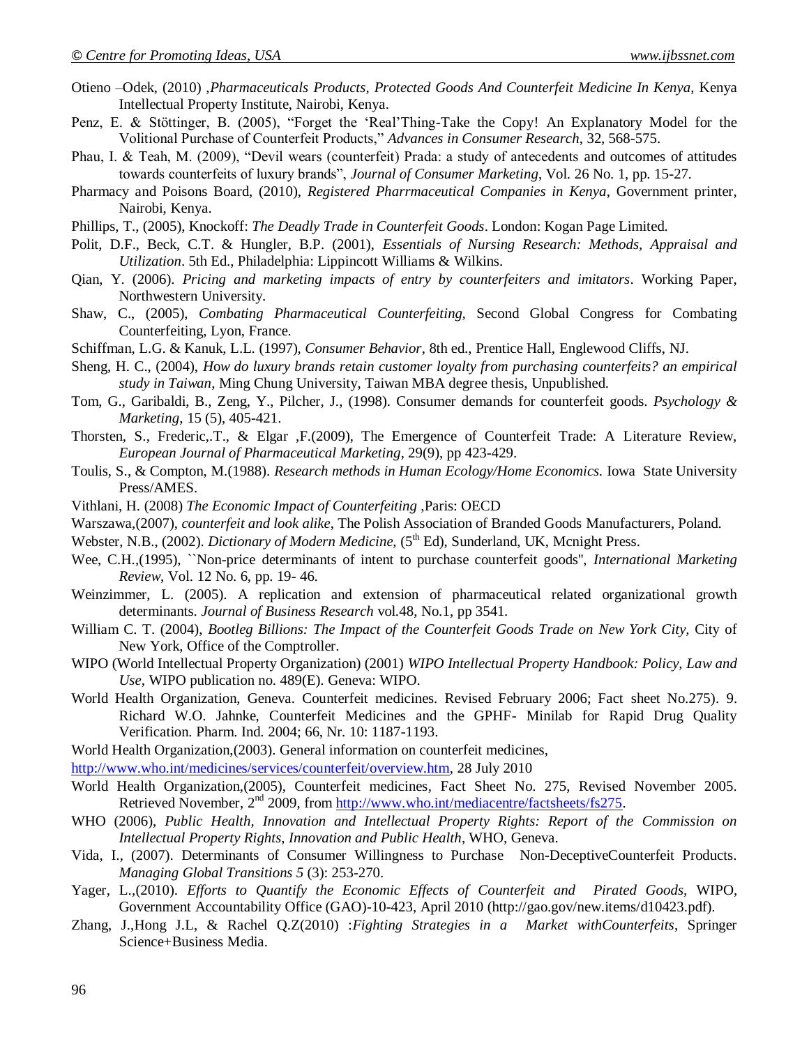Otieno –Odek, (2010) ,*Pharmaceuticals Products, Protected Goods And Counterfeit Medicine In Kenya*, Kenya Intellectual Property Institute, Nairobi, Kenya.

Penz, E. & Stöttinger, B. (2005), "Forget the 'Real'Thing-Take the Copy! An Explanatory Model for the Volitional Purchase of Counterfeit Products," *Advances in Consumer Research*, 32, 568-575.

Phau, I. & Teah, M. (2009), "Devil wears (counterfeit) Prada: a study of antecedents and outcomes of attitudes towards counterfeits of luxury brands", *Journal of Consumer Marketing*, Vol. 26 No. 1, pp. 15-27.

Pharmacy and Poisons Board, (2010), *Registered Pharrmaceutical Companies in Kenya*, Government printer, Nairobi, Kenya.

Phillips, T., (2005), Knockoff: *The Deadly Trade in Counterfeit Goods*. London: Kogan Page Limited.

Polit, D.F., Beck, C.T. & Hungler, B.P. (2001), *Essentials of Nursing Research: Methods, Appraisal and Utilization*. 5th Ed., Philadelphia: Lippincott Williams & Wilkins.

Qian, Y. (2006). *Pricing and marketing impacts of entry by counterfeiters and imitators*. Working Paper, Northwestern University.

Shaw, C., (2005), *Combating Pharmaceutical Counterfeiting,* Second Global Congress for Combating Counterfeiting, Lyon, France.

Schiffman, L.G. & Kanuk, L.L. (1997), *Consumer Behavior*, 8th ed., Prentice Hall, Englewood Cliffs, NJ.

Sheng, H. C., (2004), *How do luxury brands retain customer loyalty from purchasing counterfeits? an empirical study in Taiwan*, Ming Chung University, Taiwan MBA degree thesis, Unpublished.

Tom, G., Garibaldi, B., Zeng, Y., Pilcher, J., (1998). Consumer demands for counterfeit goods. *Psychology & Marketing*, 15 (5), 405-421.

Thorsten, S., Frederic,.T., & Elgar ,F.(2009), The Emergence of Counterfeit Trade: A Literature Review, *European Journal of Pharmaceutical Marketing*, 29(9), pp 423-429.

Toulis, S., & Compton, M.(1988). *Research methods in Human Ecology/Home Economics.* Iowa State University Press/AMES.

Vithlani, H. (2008) *The Economic Impact of Counterfeiting* ,Paris: OECD

Warszawa,(2007), *counterfeit and look alike*, The Polish Association of Branded Goods Manufacturers, Poland.

Webster, N.B., (2002). *Dictionary of Modern Medicine*, (5th Ed), Sunderland, UK, Mcnight Press.

Wee, C.H.,(1995), ``Non-price determinants of intent to purchase counterfeit goods'', *International Marketing Review*, Vol. 12 No. 6, pp. 19- 46.

Weinzimmer, L. (2005). A replication and extension of pharmaceutical related organizational growth determinants. *Journal of Business Research* vol.48, No.1, pp 3541.

William C. T. (2004), *Bootleg Billions: The Impact of the Counterfeit Goods Trade on New York City,* City of New York, Office of the Comptroller.

WIPO (World Intellectual Property Organization) (2001) *WIPO Intellectual Property Handbook: Policy, Law and Use*, WIPO publication no. 489(E). Geneva: WIPO.

World Health Organization, Geneva. Counterfeit medicines. Revised February 2006; Fact sheet No.275). 9. Richard W.O. Jahnke, Counterfeit Medicines and the GPHF- Minilab for Rapid Drug Quality Verification. Pharm. Ind. 2004; 66, Nr. 10: 1187-1193.

World Health Organization,(2003). General information on counterfeit medicines, http://www.who.int/medicines/services/counterfeit/overview.htm, 28 July 2010

World Health Organization,(2005), Counterfeit medicines, Fact Sheet No. 275, Revised November 2005. Retrieved November, 2nd 2009, from http://www.who.int/mediacentre/factsheets/fs275.

WHO (2006), *Public Health, Innovation and Intellectual Property Rights: Report of the Commission on Intellectual Property Rights, Innovation and Public Health*, WHO, Geneva.

Vida, I., (2007). Determinants of Consumer Willingness to Purchase Non-DeceptiveCounterfeit Products. *Managing Global Transitions 5* (3): 253-270.

Yager, L.,(2010). *Efforts to Quantify the Economic Effects of Counterfeit and Pirated Goods*, WIPO, Government Accountability Office (GAO)-10-423, April 2010 (http://gao.gov/new.items/d10423.pdf).

Zhang, J.,Hong J.L, & Rachel Q.Z(2010) :*Fighting Strategies in a Market withCounterfeits*, Springer Science+Business Media.